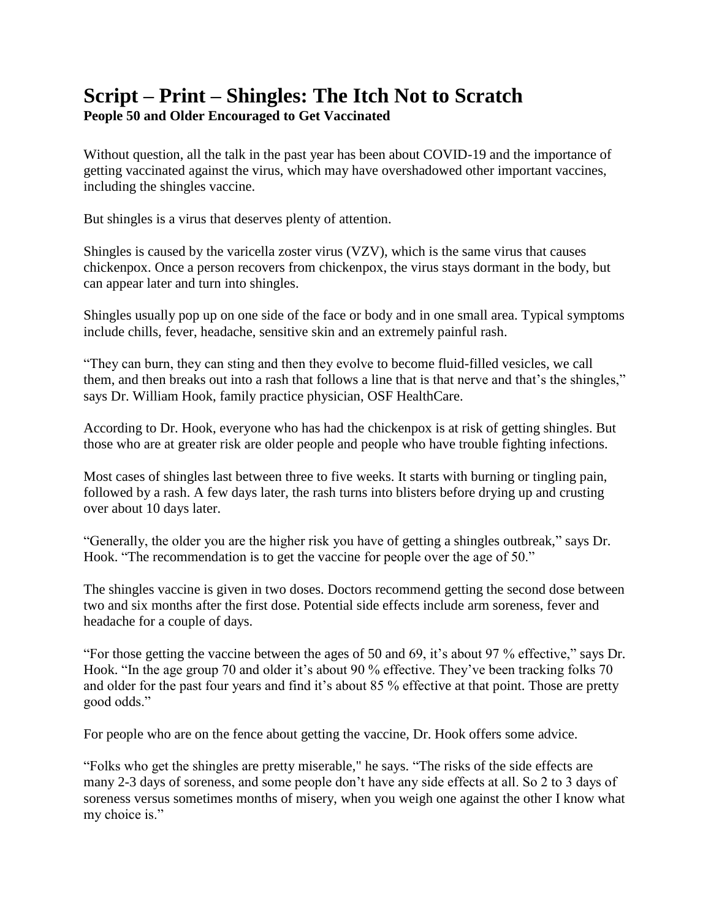# Script – Print – Shingles: The Itch Not to Scratch

**People 50 and Older Encouraged to Get Vaccinated**

Without question, all the talk in the past year has been about COVID-19 and the importance of getting vaccinated against the virus, which may have overshadowed other important vaccines, including the shingles vaccine.

But shingles is a virus that deserves plenty of attention.

Shingles is caused by the varicella zoster virus (VZV), which is the same virus that causes chickenpox. Once a person recovers from chickenpox, the virus stays dormant in the body, but can appear later and turn into shingles.

Shingles usually pop up on one side of the face or body and in one small area. Typical symptoms include chills, fever, headache, sensitive skin and an extremely painful rash.

"They can burn, they can sting and then they evolve to become fluid-filled vesicles, we call them, and then breaks out into a rash that follows a line that is that nerve and that's the shingles," says Dr. William Hook, family practice physician, OSF HealthCare.

According to Dr. Hook, everyone who has had the chickenpox is at risk of getting shingles. But those who are at greater risk are older people and people who have trouble fighting infections.

Most cases of shingles last between three to five weeks. It starts with burning or tingling pain, followed by a rash. A few days later, the rash turns into blisters before drying up and crusting over about 10 days later.

"Generally, the older you are the higher risk you have of getting a shingles outbreak," says Dr. Hook. "The recommendation is to get the vaccine for people over the age of 50."

The shingles vaccine is given in two doses. Doctors recommend getting the second dose between two and six months after the first dose. Potential side effects include arm soreness, fever and headache for a couple of days.

"For those getting the vaccine between the ages of 50 and 69, it's about 97 % effective," says Dr. Hook. "In the age group 70 and older it's about 90 % effective. They've been tracking folks 70 and older for the past four years and find it's about 85 % effective at that point. Those are pretty good odds."

For people who are on the fence about getting the vaccine, Dr. Hook offers some advice.

"Folks who get the shingles are pretty miserable," he says. "The risks of the side effects are many 2-3 days of soreness, and some people don't have any side effects at all. So 2 to 3 days of soreness versus sometimes months of misery, when you weigh one against the other I know what my choice is."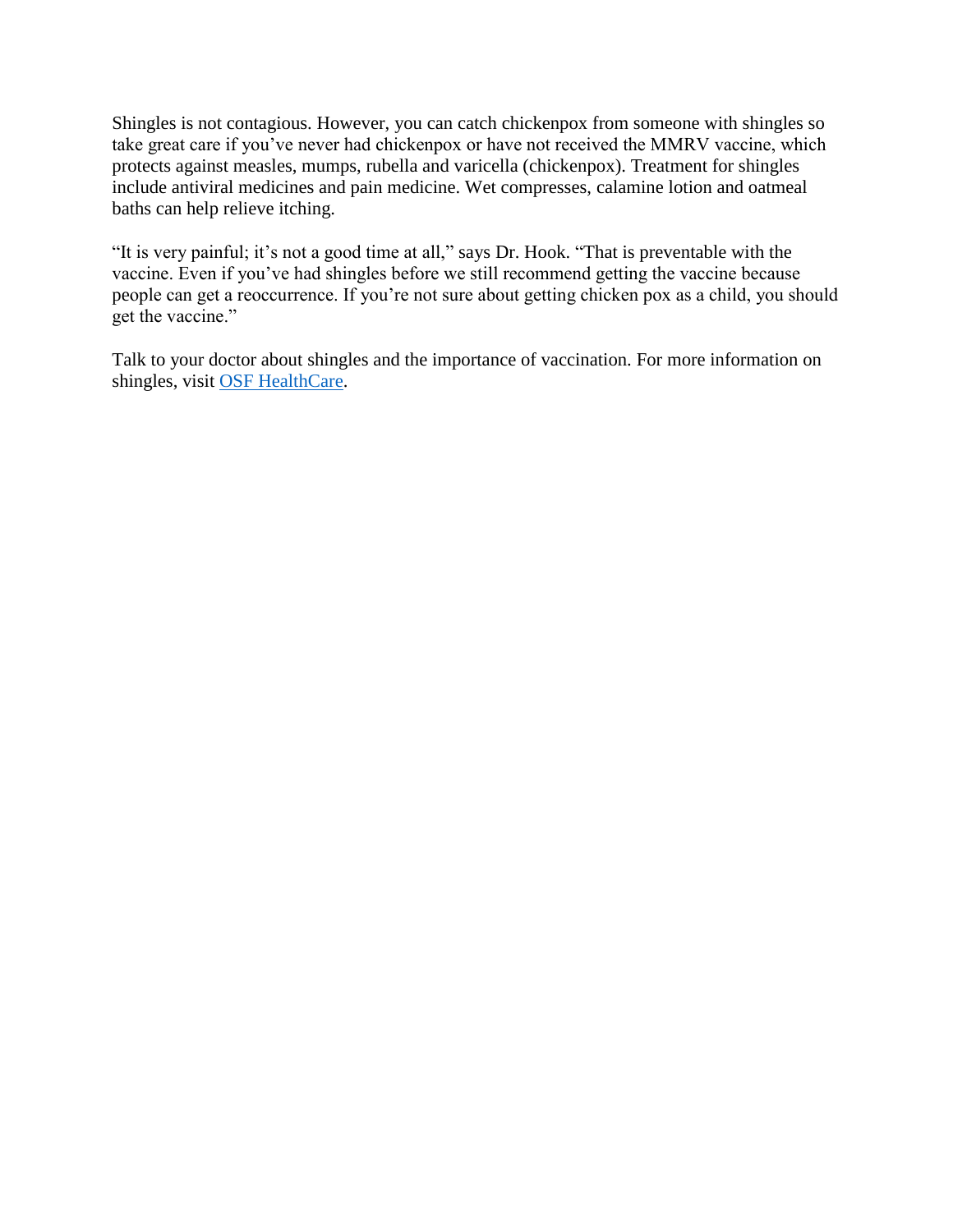Shingles is not contagious. However, you can catch chickenpox from someone with shingles so take great care if you've never had chickenpox or have not received the MMRV vaccine, which protects against measles, mumps, rubella and varicella (chickenpox). Treatment for shingles include antiviral medicines and pain medicine. Wet compresses, calamine lotion and oatmeal baths can help relieve itching.

"It is very painful; it's not a good time at all," says Dr. Hook. "That is preventable with the vaccine. Even if you've had shingles before we still recommend getting the vaccine because people can get a reoccurrence. If you're not sure about getting chicken pox as a child, you should get the vaccine."

Talk to your doctor about shingles and the importance of vaccination. For more information on shingles, visit OSF HealthCare.